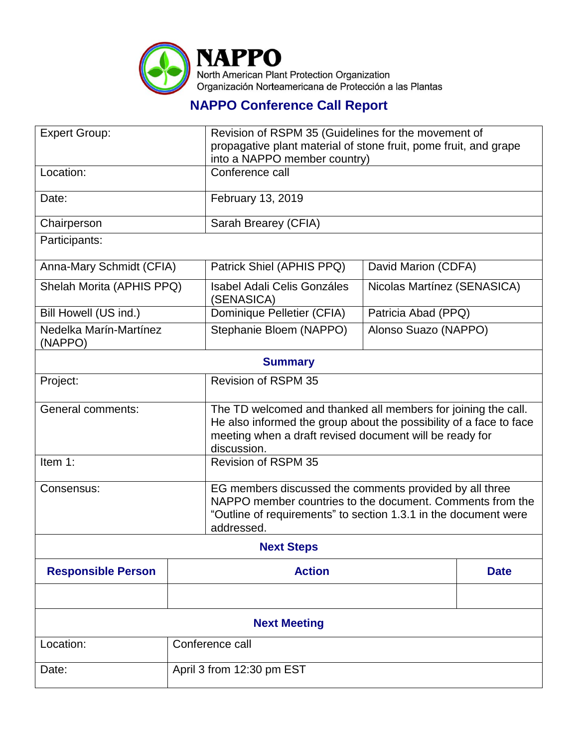# NAPPO

North American Plant Protection Organization
Organización Norteamericana de Protección a las Plantas

## NAPPO Conference Call Report

| Expert Group: | Revision of RSPM 35 (Guidelines for the movement of propagative plant material of stone fruit, pome fruit, and grape into a NAPPO member country) | |
|---|---|---|
| Location: | Conference call | |
| Date: | February 13, 2019 | |
| Chairperson | Sarah Brearey (CFIA) | |
| Participants: | | |
| Anna-Mary Schmidt (CFIA) | Patrick Shiel (APHIS PPQ) | David Marion (CDFA) |
| Shelah Morita (APHIS PPQ) | Isabel Adali Celis Gonzáles (SENASICA) | Nicolas Martínez (SENASICA) |
| Bill Howell (US ind.) | Dominique Pelletier (CFIA) | Patricia Abad (PPQ) |
| Nedelka Marín-Martínez (NAPPO) | Stephanie Bloem (NAPPO) | Alonso Suazo (NAPPO) |

### Summary

| Project: | Revision of RSPM 35 |
|---|---|
| General comments: | The TD welcomed and thanked all members for joining the call. He also informed the group about the possibility of a face to face meeting when a draft revised document will be ready for discussion. |
| Item 1: | Revision of RSPM 35 |
| Consensus: | EG members discussed the comments provided by all three NAPPO member countries to the document. Comments from the "Outline of requirements" to section 1.3.1 in the document were addressed. |

### Next Steps

| Responsible Person | Action | Date |
|---|---|---|
| | | |

### Next Meeting

| Location: | Conference call |
|---|---|
| Date: | April 3 from 12:30 pm EST |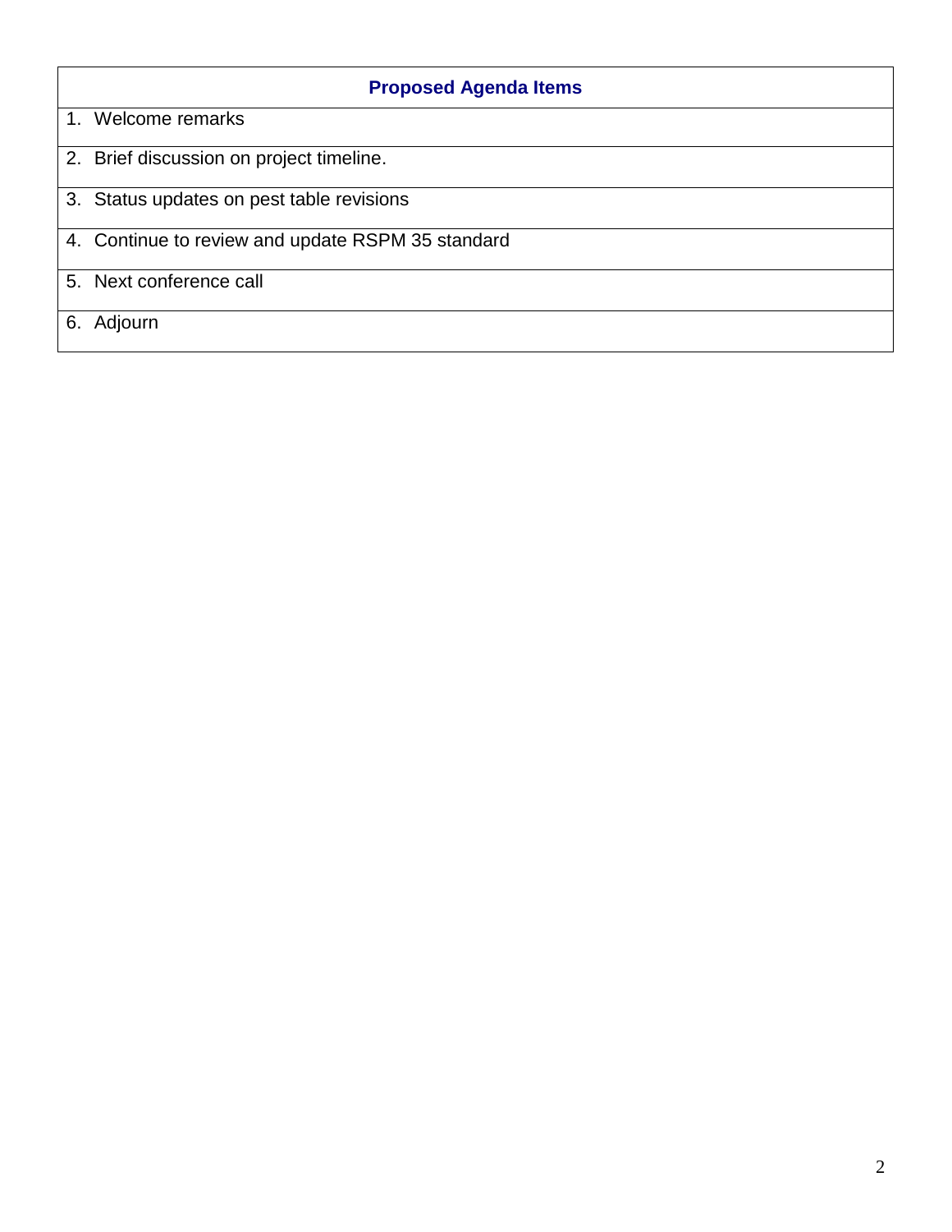| Proposed Agenda Items |
|---|
| 1. Welcome remarks |
| 2. Brief discussion on project timeline. |
| 3. Status updates on pest table revisions |
| 4. Continue to review and update RSPM 35 standard |
| 5. Next conference call |
| 6. Adjourn |